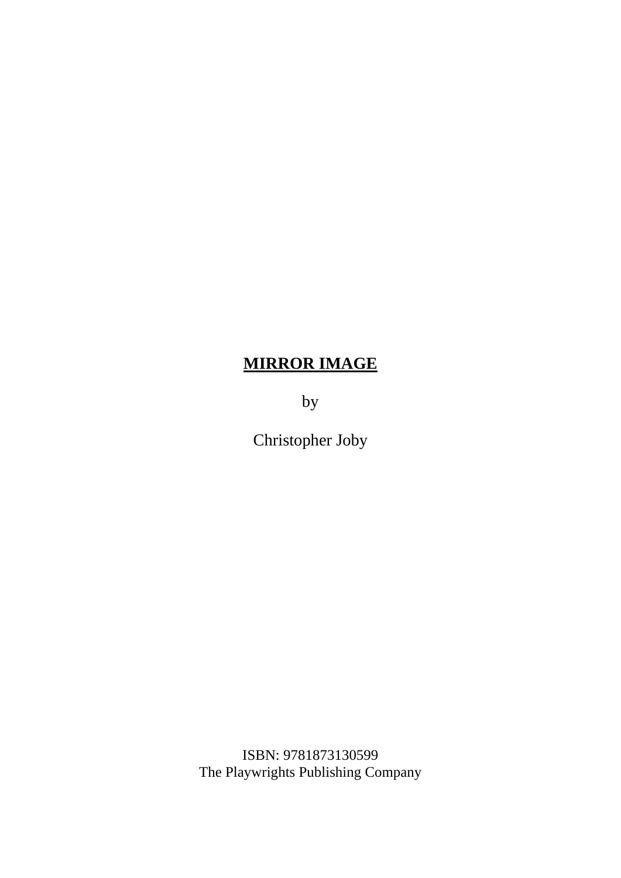# MIRROR IMAGE

by

Christopher Joby

ISBN: 9781873130599
The Playwrights Publishing Company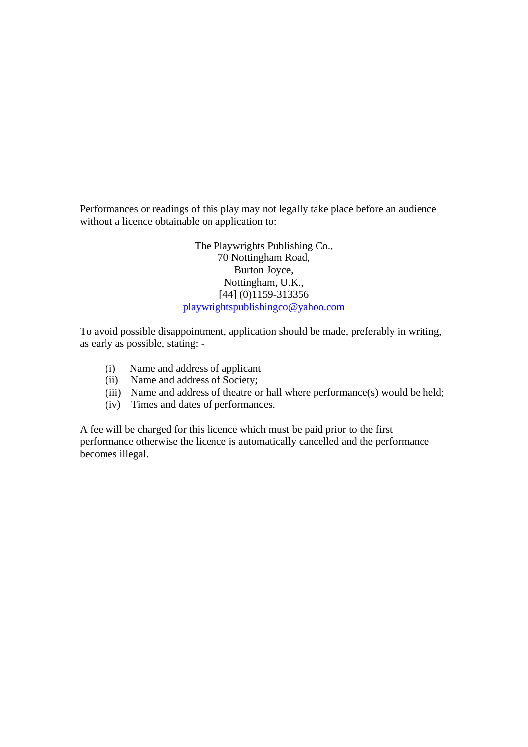Performances or readings of this play may not legally take place before an audience without a licence obtainable on application to:

The Playwrights Publishing Co.,  
70 Nottingham Road,  
Burton Joyce,  
Nottingham, U.K.,  
[44] (0)1159-313356  
playwrightspublishingco@yahoo.com

To avoid possible disappointment, application should be made, preferably in writing, as early as possible, stating: -

(i) Name and address of applicant  
(ii) Name and address of Society;  
(iii) Name and address of theatre or hall where performance(s) would be held;  
(iv) Times and dates of performances.

A fee will be charged for this licence which must be paid prior to the first performance otherwise the licence is automatically cancelled and the performance becomes illegal.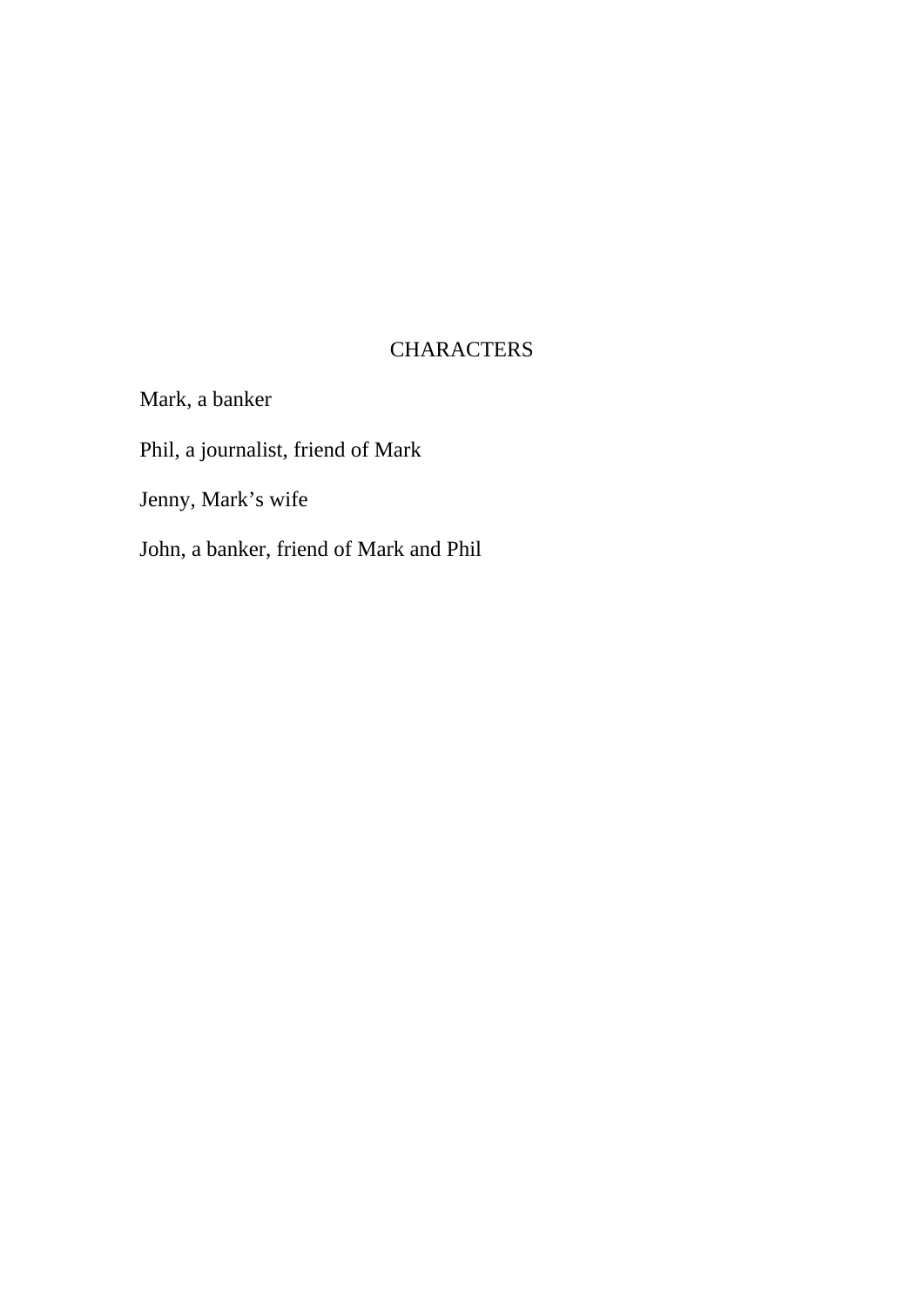# CHARACTERS

Mark, a banker

Phil, a journalist, friend of Mark

Jenny, Mark's wife

John, a banker, friend of Mark and Phil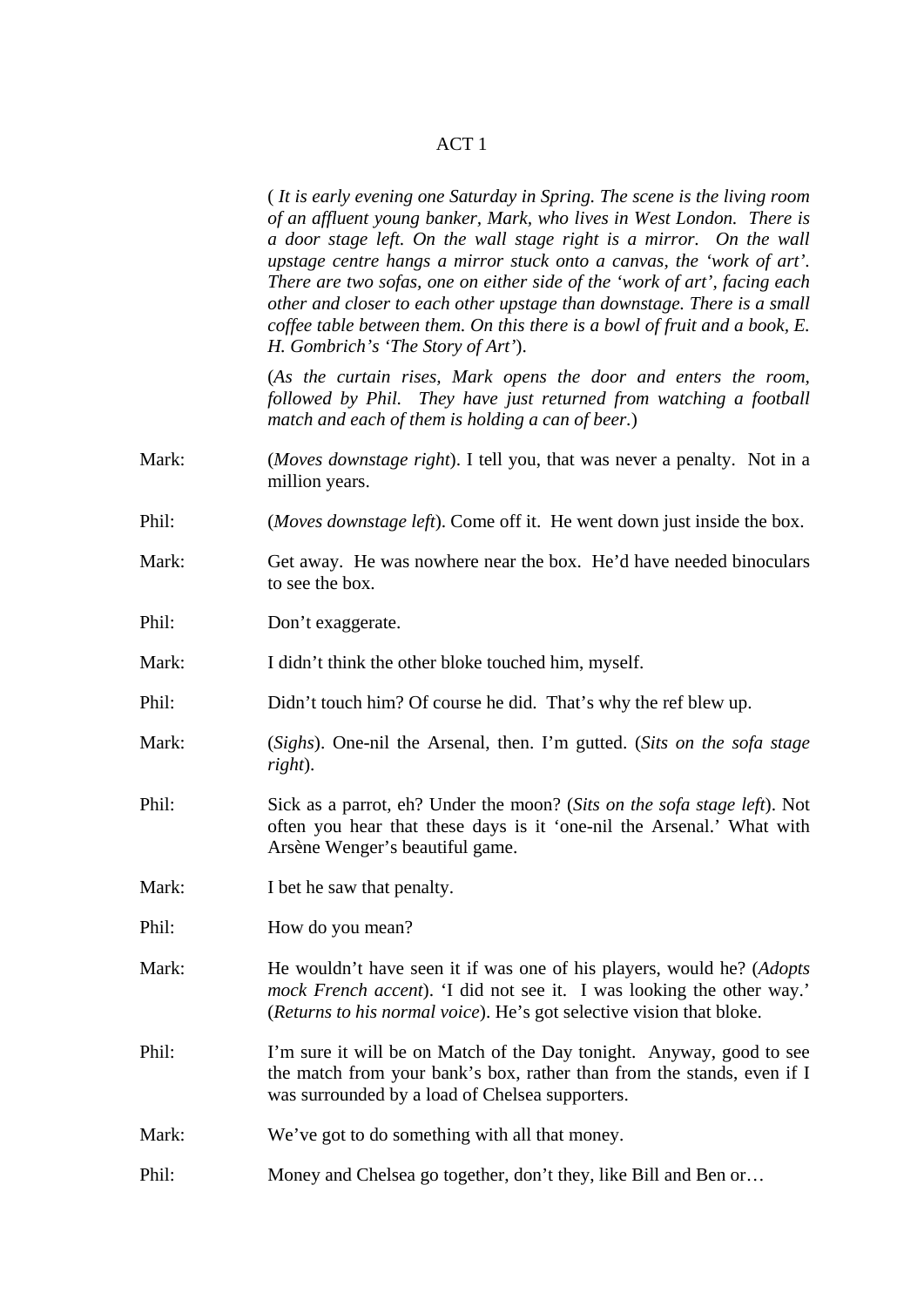# ACT 1

(*It is early evening one Saturday in Spring. The scene is the living room of an affluent young banker, Mark, who lives in West London. There is a door stage left. On the wall stage right is a mirror. On the wall upstage centre hangs a mirror stuck onto a canvas, the 'work of art'. There are two sofas, one on either side of the 'work of art', facing each other and closer to each other upstage than downstage. There is a small coffee table between them. On this there is a bowl of fruit and a book, E. H. Gombrich's 'The Story of Art'*).

(*As the curtain rises, Mark opens the door and enters the room, followed by Phil. They have just returned from watching a football match and each of them is holding a can of beer.*)

Mark: (*Moves downstage right*). I tell you, that was never a penalty. Not in a million years.

Phil: (*Moves downstage left*). Come off it. He went down just inside the box.

Mark: Get away. He was nowhere near the box. He'd have needed binoculars to see the box.

Phil: Don't exaggerate.

Mark: I didn't think the other bloke touched him, myself.

Phil: Didn't touch him? Of course he did. That's why the ref blew up.

Mark: (*Sighs*). One-nil the Arsenal, then. I'm gutted. (*Sits on the sofa stage right*).

Phil: Sick as a parrot, eh? Under the moon? (*Sits on the sofa stage left*). Not often you hear that these days is it 'one-nil the Arsenal.' What with Arsène Wenger's beautiful game.

Mark: I bet he saw that penalty.

Phil: How do you mean?

Mark: He wouldn't have seen it if was one of his players, would he? (*Adopts mock French accent*). 'I did not see it. I was looking the other way.' (*Returns to his normal voice*). He's got selective vision that bloke.

Phil: I'm sure it will be on Match of the Day tonight. Anyway, good to see the match from your bank's box, rather than from the stands, even if I was surrounded by a load of Chelsea supporters.

Mark: We've got to do something with all that money.

Phil: Money and Chelsea go together, don't they, like Bill and Ben or…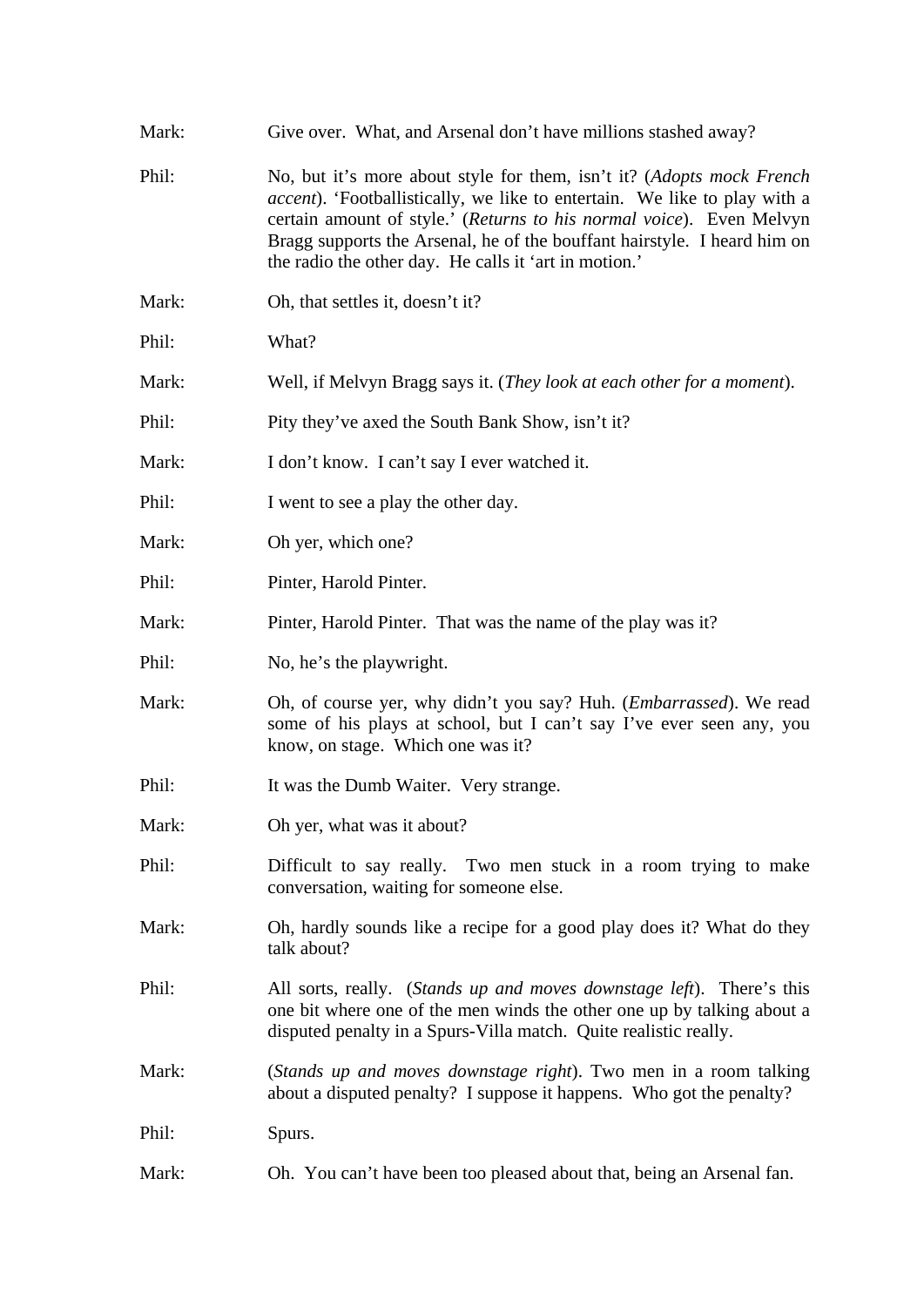Mark: Give over. What, and Arsenal don't have millions stashed away?

Phil: No, but it's more about style for them, isn't it? (*Adopts mock French accent*). 'Footballistically, we like to entertain. We like to play with a certain amount of style.' (*Returns to his normal voice*). Even Melvyn Bragg supports the Arsenal, he of the bouffant hairstyle. I heard him on the radio the other day. He calls it 'art in motion.'

Mark: Oh, that settles it, doesn't it?

Phil: What?

Mark: Well, if Melvyn Bragg says it. (*They look at each other for a moment*).

Phil: Pity they've axed the South Bank Show, isn't it?

Mark: I don't know. I can't say I ever watched it.

Phil: I went to see a play the other day.

Mark: Oh yer, which one?

Phil: Pinter, Harold Pinter.

Mark: Pinter, Harold Pinter. That was the name of the play was it?

Phil: No, he's the playwright.

Mark: Oh, of course yer, why didn't you say? Huh. (*Embarrassed*). We read some of his plays at school, but I can't say I've ever seen any, you know, on stage. Which one was it?

Phil: It was the Dumb Waiter. Very strange.

Mark: Oh yer, what was it about?

Phil: Difficult to say really. Two men stuck in a room trying to make conversation, waiting for someone else.

Mark: Oh, hardly sounds like a recipe for a good play does it? What do they talk about?

Phil: All sorts, really. (*Stands up and moves downstage left*). There's this one bit where one of the men winds the other one up by talking about a disputed penalty in a Spurs-Villa match. Quite realistic really.

Mark: (*Stands up and moves downstage right*). Two men in a room talking about a disputed penalty? I suppose it happens. Who got the penalty?

Phil: Spurs.

Mark: Oh. You can't have been too pleased about that, being an Arsenal fan.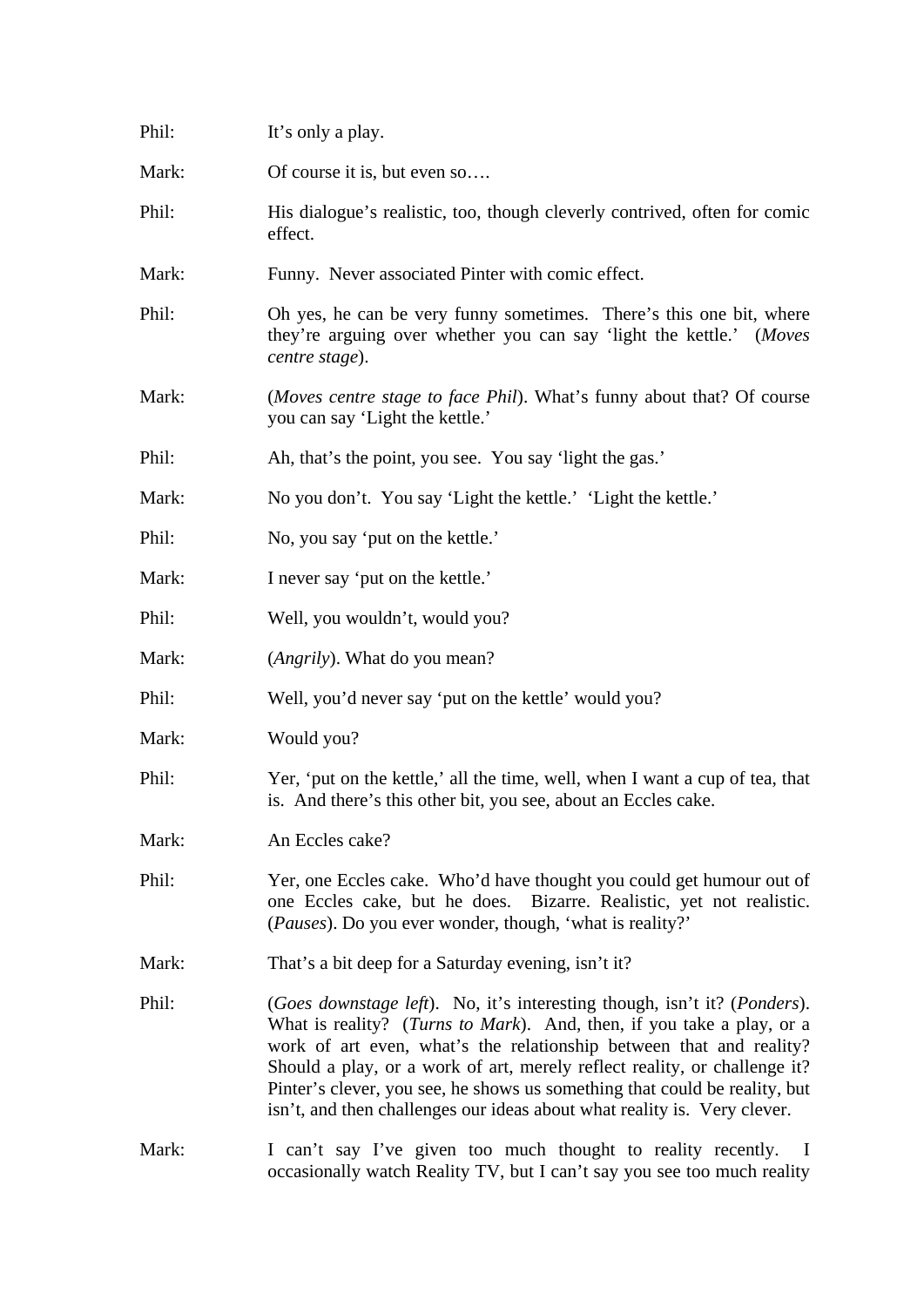Phil: It's only a play.

Mark: Of course it is, but even so….

Phil: His dialogue's realistic, too, though cleverly contrived, often for comic effect.

Mark: Funny. Never associated Pinter with comic effect.

Phil: Oh yes, he can be very funny sometimes. There's this one bit, where they're arguing over whether you can say 'light the kettle.' (*Moves centre stage*).

Mark: (*Moves centre stage to face Phil*). What's funny about that? Of course you can say 'Light the kettle.'

Phil: Ah, that's the point, you see. You say 'light the gas.'

Mark: No you don't. You say 'Light the kettle.' 'Light the kettle.'

Phil: No, you say 'put on the kettle.'

Mark: I never say 'put on the kettle.'

Phil: Well, you wouldn't, would you?

Mark: (*Angrily*). What do you mean?

Phil: Well, you'd never say 'put on the kettle' would you?

Mark: Would you?

Phil: Yer, 'put on the kettle,' all the time, well, when I want a cup of tea, that is. And there's this other bit, you see, about an Eccles cake.

Mark: An Eccles cake?

Phil: Yer, one Eccles cake. Who'd have thought you could get humour out of one Eccles cake, but he does. Bizarre. Realistic, yet not realistic. (*Pauses*). Do you ever wonder, though, 'what is reality?'

Mark: That's a bit deep for a Saturday evening, isn't it?

Phil: (*Goes downstage left*). No, it's interesting though, isn't it? (*Ponders*). What is reality? (*Turns to Mark*). And, then, if you take a play, or a work of art even, what's the relationship between that and reality? Should a play, or a work of art, merely reflect reality, or challenge it? Pinter's clever, you see, he shows us something that could be reality, but isn't, and then challenges our ideas about what reality is. Very clever.

Mark: I can't say I've given too much thought to reality recently. I occasionally watch Reality TV, but I can't say you see too much reality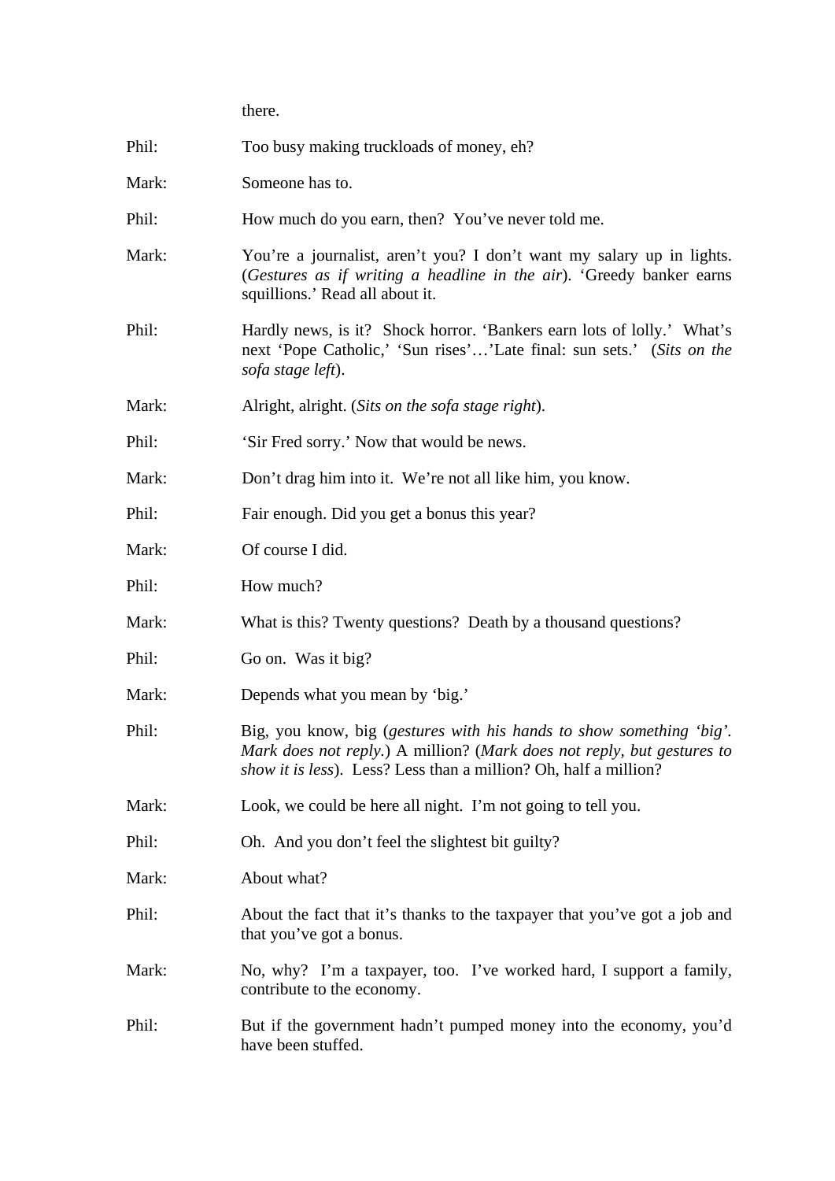there.

Phil: Too busy making truckloads of money, eh?

Mark: Someone has to.

Phil: How much do you earn, then? You've never told me.

Mark: You're a journalist, aren't you? I don't want my salary up in lights. (*Gestures as if writing a headline in the air*). 'Greedy banker earns squillions.' Read all about it.

Phil: Hardly news, is it? Shock horror. 'Bankers earn lots of lolly.' What's next 'Pope Catholic,' 'Sun rises'…'Late final: sun sets.' (*Sits on the sofa stage left*).

Mark: Alright, alright. (*Sits on the sofa stage right*).

Phil: 'Sir Fred sorry.' Now that would be news.

Mark: Don't drag him into it. We're not all like him, you know.

Phil: Fair enough. Did you get a bonus this year?

Mark: Of course I did.

Phil: How much?

Mark: What is this? Twenty questions? Death by a thousand questions?

Phil: Go on. Was it big?

Mark: Depends what you mean by 'big.'

Phil: Big, you know, big (*gestures with his hands to show something 'big'. Mark does not reply.*) A million? (*Mark does not reply, but gestures to show it is less*). Less? Less than a million? Oh, half a million?

Mark: Look, we could be here all night. I'm not going to tell you.

Phil: Oh. And you don't feel the slightest bit guilty?

Mark: About what?

Phil: About the fact that it's thanks to the taxpayer that you've got a job and that you've got a bonus.

Mark: No, why? I'm a taxpayer, too. I've worked hard, I support a family, contribute to the economy.

Phil: But if the government hadn't pumped money into the economy, you'd have been stuffed.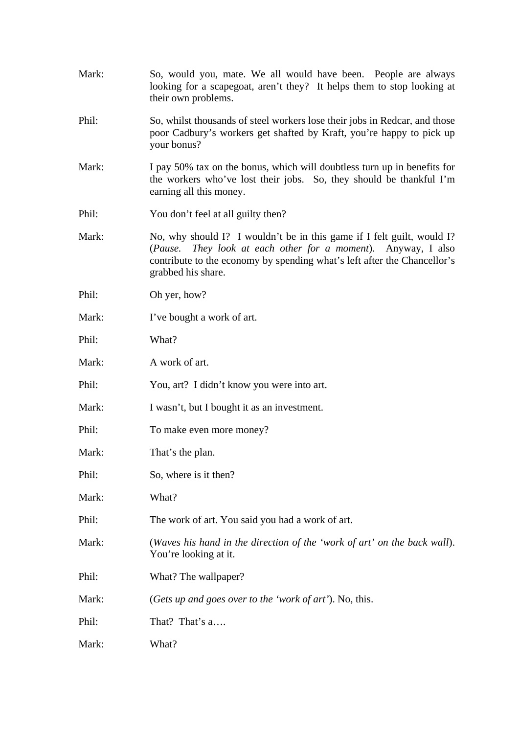Mark: So, would you, mate. We all would have been. People are always looking for a scapegoat, aren't they? It helps them to stop looking at their own problems.

Phil: So, whilst thousands of steel workers lose their jobs in Redcar, and those poor Cadbury's workers get shafted by Kraft, you're happy to pick up your bonus?

Mark: I pay 50% tax on the bonus, which will doubtless turn up in benefits for the workers who've lost their jobs. So, they should be thankful I'm earning all this money.

Phil: You don't feel at all guilty then?

Mark: No, why should I? I wouldn't be in this game if I felt guilt, would I? (*Pause. They look at each other for a moment*). Anyway, I also contribute to the economy by spending what's left after the Chancellor's grabbed his share.

Phil: Oh yer, how?

Mark: I've bought a work of art.

Phil: What?

Mark: A work of art.

Phil: You, art? I didn't know you were into art.

Mark: I wasn't, but I bought it as an investment.

Phil: To make even more money?

Mark: That's the plan.

Phil: So, where is it then?

Mark: What?

Phil: The work of art. You said you had a work of art.

Mark: (*Waves his hand in the direction of the 'work of art' on the back wall*). You're looking at it.

Phil: What? The wallpaper?

Mark: (*Gets up and goes over to the 'work of art'*). No, this.

Phil: That? That's a….

Mark: What?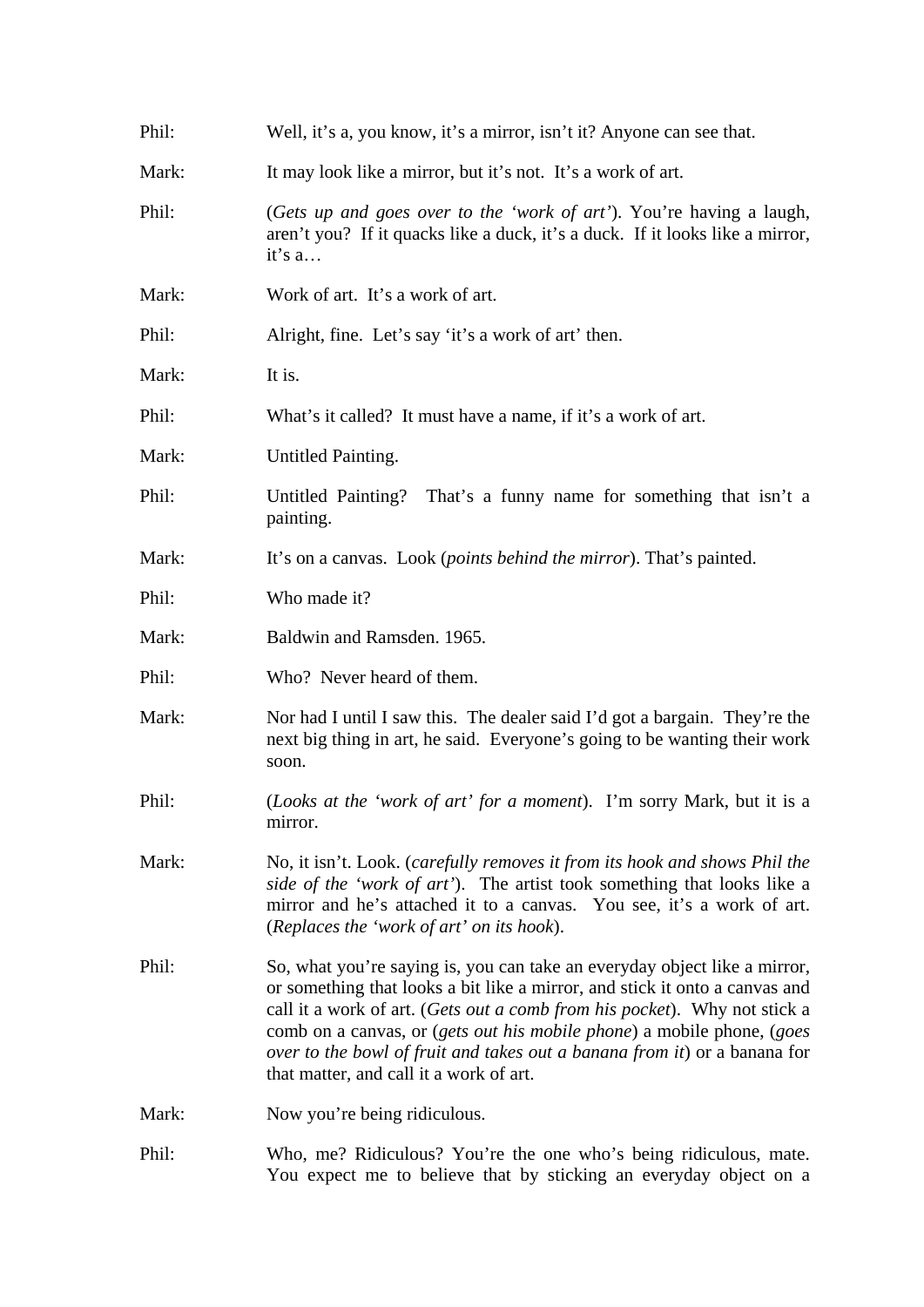Phil: Well, it's a, you know, it's a mirror, isn't it? Anyone can see that.

Mark: It may look like a mirror, but it's not. It's a work of art.

Phil: (*Gets up and goes over to the 'work of art'*). You're having a laugh, aren't you? If it quacks like a duck, it's a duck. If it looks like a mirror, it's a…

Mark: Work of art. It's a work of art.

Phil: Alright, fine. Let's say 'it's a work of art' then.

Mark: It is.

Phil: What's it called? It must have a name, if it's a work of art.

Mark: Untitled Painting.

Phil: Untitled Painting? That's a funny name for something that isn't a painting.

Mark: It's on a canvas. Look (*points behind the mirror*). That's painted.

Phil: Who made it?

Mark: Baldwin and Ramsden. 1965.

Phil: Who? Never heard of them.

Mark: Nor had I until I saw this. The dealer said I'd got a bargain. They're the next big thing in art, he said. Everyone's going to be wanting their work soon.

Phil: (*Looks at the 'work of art' for a moment*). I'm sorry Mark, but it is a mirror.

Mark: No, it isn't. Look. (*carefully removes it from its hook and shows Phil the side of the 'work of art'*). The artist took something that looks like a mirror and he's attached it to a canvas. You see, it's a work of art. (*Replaces the 'work of art' on its hook*).

Phil: So, what you're saying is, you can take an everyday object like a mirror, or something that looks a bit like a mirror, and stick it onto a canvas and call it a work of art. (*Gets out a comb from his pocket*). Why not stick a comb on a canvas, or (*gets out his mobile phone*) a mobile phone, (*goes over to the bowl of fruit and takes out a banana from it*) or a banana for that matter, and call it a work of art.

Mark: Now you're being ridiculous.

Phil: Who, me? Ridiculous? You're the one who's being ridiculous, mate. You expect me to believe that by sticking an everyday object on a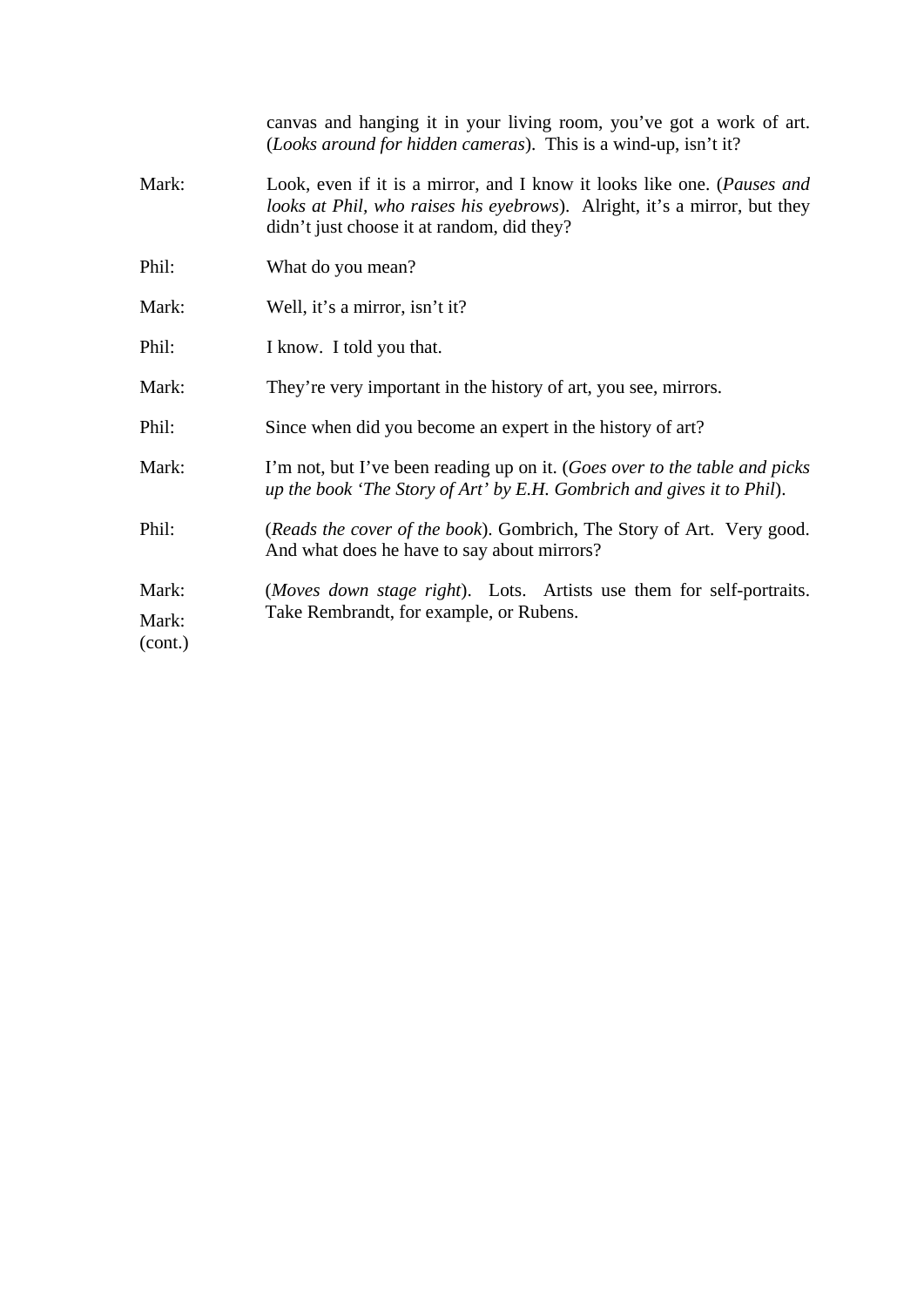canvas and hanging it in your living room, you've got a work of art. (*Looks around for hidden cameras*). This is a wind-up, isn't it?

Mark: Look, even if it is a mirror, and I know it looks like one. (*Pauses and looks at Phil, who raises his eyebrows*). Alright, it's a mirror, but they didn't just choose it at random, did they?

Phil: What do you mean?

Mark: Well, it's a mirror, isn't it?

Phil: I know. I told you that.

Mark: They're very important in the history of art, you see, mirrors.

Phil: Since when did you become an expert in the history of art?

Mark: I'm not, but I've been reading up on it. (*Goes over to the table and picks up the book 'The Story of Art' by E.H. Gombrich and gives it to Phil*).

Phil: (*Reads the cover of the book*). Gombrich, The Story of Art. Very good. And what does he have to say about mirrors?

Mark: (*Moves down stage right*). Lots. Artists use them for self-portraits. Take Rembrandt, for example, or Rubens.

Mark: (cont.)